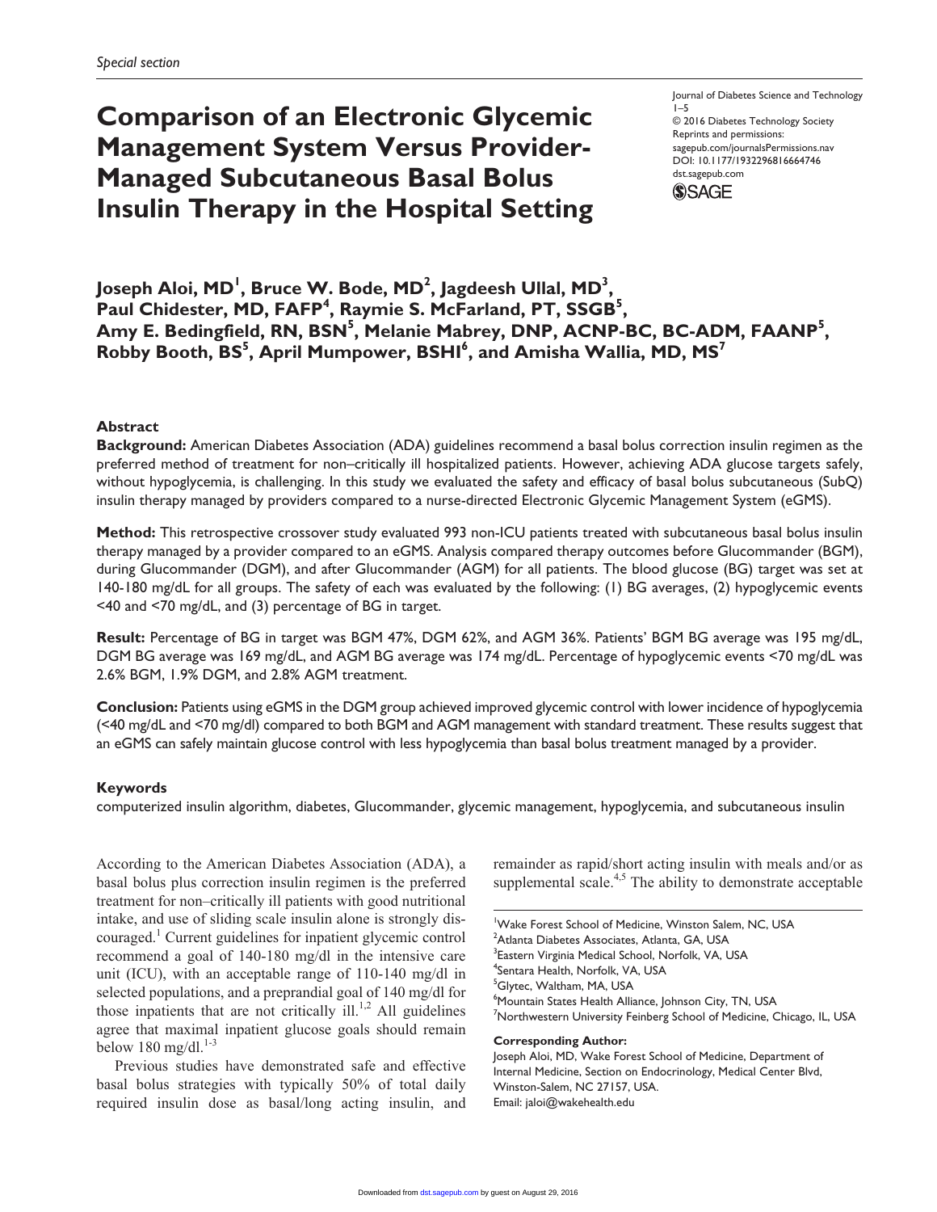Special section

# Comparison of an Electronic Glycemic Management System Versus Provider-Managed Subcutaneous Basal Bolus Insulin Therapy in the Hospital Setting

Journal of Diabetes Science and Technology
1–5
© 2016 Diabetes Technology Society
Reprints and permissions:
sagepub.com/journalsPermissions.nav
DOI: 10.1177/1932296816664746
dst.sagepub.com

**Joseph Aloi, MD[1], Bruce W. Bode, MD[2], Jagdeesh Ullal, MD[3], Paul Chidester, MD, FAFP[4], Raymie S. McFarland, PT, SSGB[5], Amy E. Bedingfield, RN, BSN[5], Melanie Mabrey, DNP, ACNP-BC, BC-ADM, FAANP[5], Robby Booth, BS[5], April Mumpower, BSHI[6], and Amisha Wallia, MD, MS[7]**

## Abstract

**Background:** American Diabetes Association (ADA) guidelines recommend a basal bolus correction insulin regimen as the preferred method of treatment for non–critically ill hospitalized patients. However, achieving ADA glucose targets safely, without hypoglycemia, is challenging. In this study we evaluated the safety and efficacy of basal bolus subcutaneous (SubQ) insulin therapy managed by providers compared to a nurse-directed Electronic Glycemic Management System (eGMS).

**Method:** This retrospective crossover study evaluated 993 non-ICU patients treated with subcutaneous basal bolus insulin therapy managed by a provider compared to an eGMS. Analysis compared therapy outcomes before Glucommander (BGM), during Glucommander (DGM), and after Glucommander (AGM) for all patients. The blood glucose (BG) target was set at 140-180 mg/dL for all groups. The safety of each was evaluated by the following: (1) BG averages, (2) hypoglycemic events <40 and <70 mg/dL, and (3) percentage of BG in target.

**Result:** Percentage of BG in target was BGM 47%, DGM 62%, and AGM 36%. Patients' BGM BG average was 195 mg/dL, DGM BG average was 169 mg/dL, and AGM BG average was 174 mg/dL. Percentage of hypoglycemic events <70 mg/dL was 2.6% BGM, 1.9% DGM, and 2.8% AGM treatment.

**Conclusion:** Patients using eGMS in the DGM group achieved improved glycemic control with lower incidence of hypoglycemia (<40 mg/dL and <70 mg/dl) compared to both BGM and AGM management with standard treatment. These results suggest that an eGMS can safely maintain glucose control with less hypoglycemia than basal bolus treatment managed by a provider.

### Keywords

computerized insulin algorithm, diabetes, Glucommander, glycemic management, hypoglycemia, and subcutaneous insulin

According to the American Diabetes Association (ADA), a basal bolus plus correction insulin regimen is the preferred treatment for non–critically ill patients with good nutritional intake, and use of sliding scale insulin alone is strongly discouraged.[1] Current guidelines for inpatient glycemic control recommend a goal of 140-180 mg/dl in the intensive care unit (ICU), with an acceptable range of 110-140 mg/dl in selected populations, and a preprandial goal of 140 mg/dl for those inpatients that are not critically ill.[1,2] All guidelines agree that maximal inpatient glucose goals should remain below 180 mg/dl.[1-3]

Previous studies have demonstrated safe and effective basal bolus strategies with typically 50% of total daily required insulin dose as basal/long acting insulin, and remainder as rapid/short acting insulin with meals and/or as supplemental scale.[4,5] The ability to demonstrate acceptable

[1]Wake Forest School of Medicine, Winston Salem, NC, USA
[2]Atlanta Diabetes Associates, Atlanta, GA, USA
[3]Eastern Virginia Medical School, Norfolk, VA, USA
[4]Sentara Health, Norfolk, VA, USA
[5]Glytec, Waltham, MA, USA
[6]Mountain States Health Alliance, Johnson City, TN, USA
[7]Northwestern University Feinberg School of Medicine, Chicago, IL, USA

**Corresponding Author:**
Joseph Aloi, MD, Wake Forest School of Medicine, Department of Internal Medicine, Section on Endocrinology, Medical Center Blvd, Winston-Salem, NC 27157, USA.
Email: jaloi@wakehealth.edu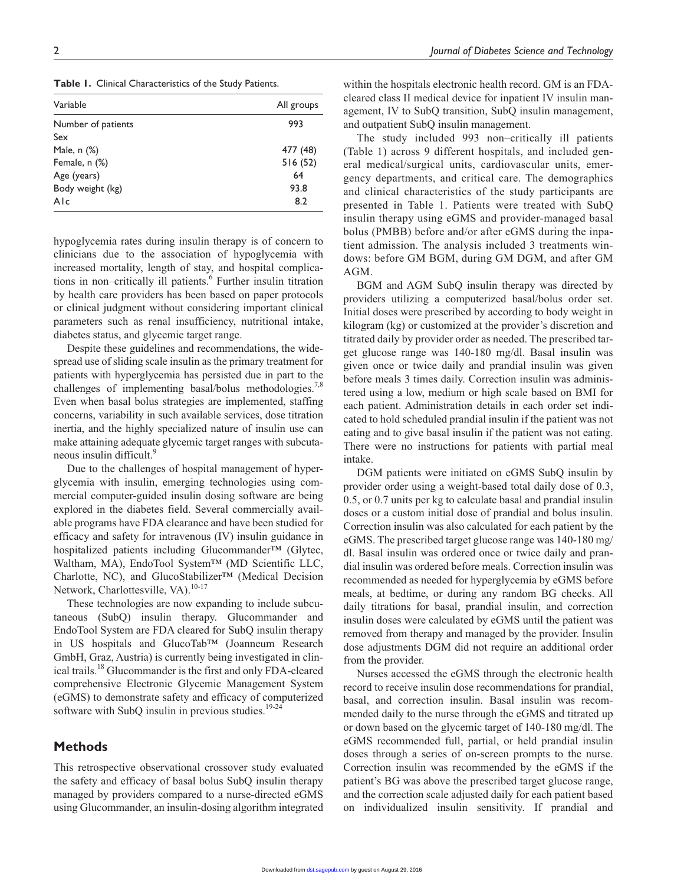**Table 1.** Clinical Characteristics of the Study Patients.

| Variable | All groups |
|---|---|
| Number of patients | 993 |
| Sex | |
| Male, n (%) | 477 (48) |
| Female, n (%) | 516 (52) |
| Age (years) | 64 |
| Body weight (kg) | 93.8 |
| A1c | 8.2 |

hypoglycemia rates during insulin therapy is of concern to clinicians due to the association of hypoglycemia with increased mortality, length of stay, and hospital complications in non–critically ill patients.[6] Further insulin titration by health care providers has been based on paper protocols or clinical judgment without considering important clinical parameters such as renal insufficiency, nutritional intake, diabetes status, and glycemic target range.

Despite these guidelines and recommendations, the widespread use of sliding scale insulin as the primary treatment for patients with hyperglycemia has persisted due in part to the challenges of implementing basal/bolus methodologies.[7,8] Even when basal bolus strategies are implemented, staffing concerns, variability in such available services, dose titration inertia, and the highly specialized nature of insulin use can make attaining adequate glycemic target ranges with subcutaneous insulin difficult.[9]

Due to the challenges of hospital management of hyperglycemia with insulin, emerging technologies using commercial computer-guided insulin dosing software are being explored in the diabetes field. Several commercially available programs have FDA clearance and have been studied for efficacy and safety for intravenous (IV) insulin guidance in hospitalized patients including Glucommander™ (Glytec, Waltham, MA), EndoTool System™ (MD Scientific LLC, Charlotte, NC), and GlucoStabilizer™ (Medical Decision Network, Charlottesville, VA).[10-17]

These technologies are now expanding to include subcutaneous (SubQ) insulin therapy. Glucommander and EndoTool System are FDA cleared for SubQ insulin therapy in US hospitals and GlucoTab™ (Joanneum Research GmbH, Graz, Austria) is currently being investigated in clinical trails.[18] Glucommander is the first and only FDA-cleared comprehensive Electronic Glycemic Management System (eGMS) to demonstrate safety and efficacy of computerized software with SubQ insulin in previous studies.[19-24]

## Methods

This retrospective observational crossover study evaluated the safety and efficacy of basal bolus SubQ insulin therapy managed by providers compared to a nurse-directed eGMS using Glucommander, an insulin-dosing algorithm integrated within the hospitals electronic health record. GM is an FDA-cleared class II medical device for inpatient IV insulin management, IV to SubQ transition, SubQ insulin management, and outpatient SubQ insulin management.

The study included 993 non–critically ill patients (Table 1) across 9 different hospitals, and included general medical/surgical units, cardiovascular units, emergency departments, and critical care. The demographics and clinical characteristics of the study participants are presented in Table 1. Patients were treated with SubQ insulin therapy using eGMS and provider-managed basal bolus (PMBB) before and/or after eGMS during the inpatient admission. The analysis included 3 treatments windows: before GM BGM, during GM DGM, and after GM AGM.

BGM and AGM SubQ insulin therapy was directed by providers utilizing a computerized basal/bolus order set. Initial doses were prescribed by according to body weight in kilogram (kg) or customized at the provider's discretion and titrated daily by provider order as needed. The prescribed target glucose range was 140-180 mg/dl. Basal insulin was given once or twice daily and prandial insulin was given before meals 3 times daily. Correction insulin was administered using a low, medium or high scale based on BMI for each patient. Administration details in each order set indicated to hold scheduled prandial insulin if the patient was not eating and to give basal insulin if the patient was not eating. There were no instructions for patients with partial meal intake.

DGM patients were initiated on eGMS SubQ insulin by provider order using a weight-based total daily dose of 0.3, 0.5, or 0.7 units per kg to calculate basal and prandial insulin doses or a custom initial dose of prandial and bolus insulin. Correction insulin was also calculated for each patient by the eGMS. The prescribed target glucose range was 140-180 mg/dl. Basal insulin was ordered once or twice daily and prandial insulin was ordered before meals. Correction insulin was recommended as needed for hyperglycemia by eGMS before meals, at bedtime, or during any random BG checks. All daily titrations for basal, prandial insulin, and correction insulin doses were calculated by eGMS until the patient was removed from therapy and managed by the provider. Insulin dose adjustments DGM did not require an additional order from the provider.

Nurses accessed the eGMS through the electronic health record to receive insulin dose recommendations for prandial, basal, and correction insulin. Basal insulin was recommended daily to the nurse through the eGMS and titrated up or down based on the glycemic target of 140-180 mg/dl. The eGMS recommended full, partial, or held prandial insulin doses through a series of on-screen prompts to the nurse. Correction insulin was recommended by the eGMS if the patient's BG was above the prescribed target glucose range, and the correction scale adjusted daily for each patient based on individualized insulin sensitivity. If prandial and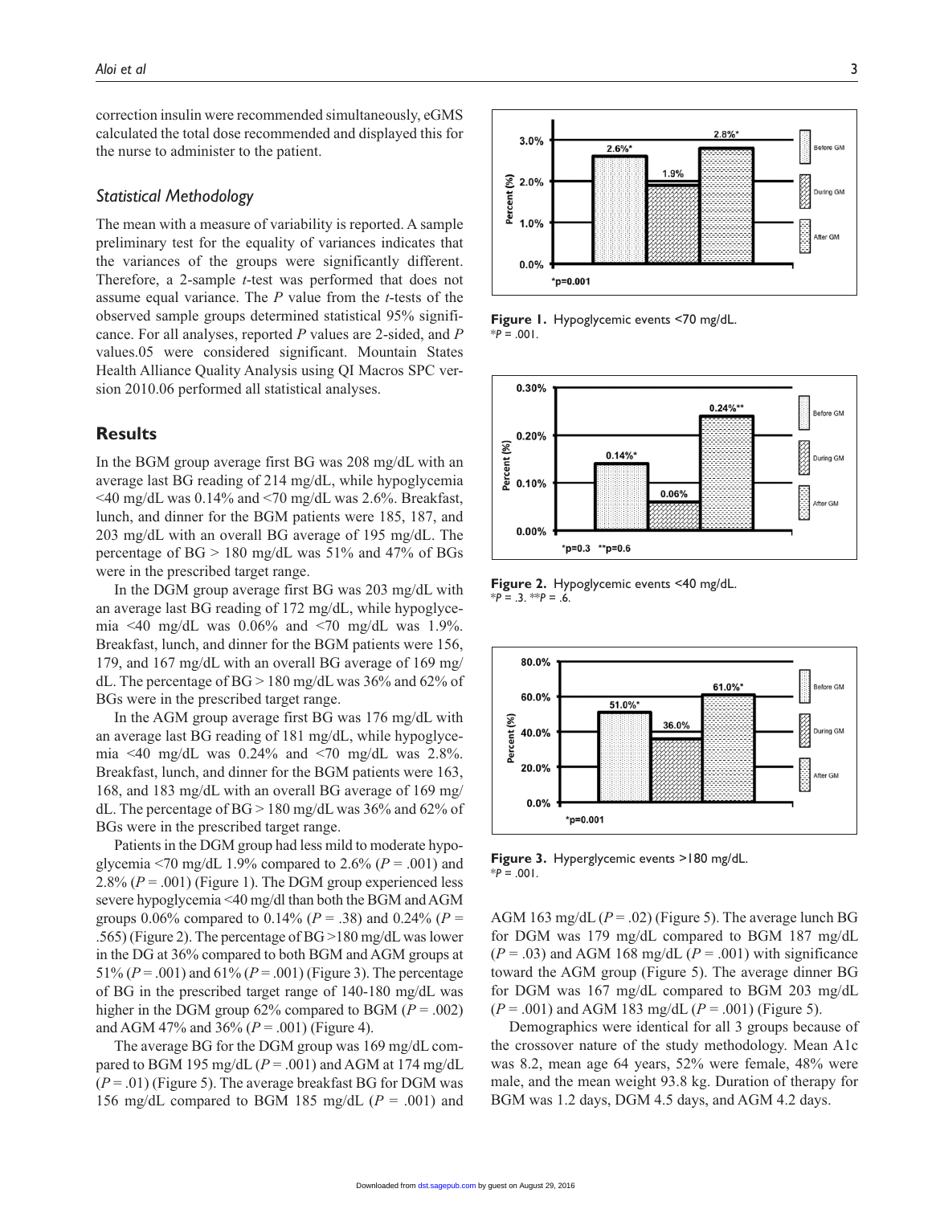correction insulin were recommended simultaneously, eGMS calculated the total dose recommended and displayed this for the nurse to administer to the patient.

### *Statistical Methodology*

The mean with a measure of variability is reported. A sample preliminary test for the equality of variances indicates that the variances of the groups were significantly different. Therefore, a 2-sample *t*-test was performed that does not assume equal variance. The *P* value from the *t*-tests of the observed sample groups determined statistical 95% significance. For all analyses, reported *P* values are 2-sided, and *P* values.05 were considered significant. Mountain States Health Alliance Quality Analysis using QI Macros SPC version 2010.06 performed all statistical analyses.

## Results

In the BGM group average first BG was 208 mg/dL with an average last BG reading of 214 mg/dL, while hypoglycemia <40 mg/dL was 0.14% and <70 mg/dL was 2.6%. Breakfast, lunch, and dinner for the BGM patients were 185, 187, and 203 mg/dL with an overall BG average of 195 mg/dL. The percentage of BG > 180 mg/dL was 51% and 47% of BGs were in the prescribed target range.

In the DGM group average first BG was 203 mg/dL with an average last BG reading of 172 mg/dL, while hypoglycemia <40 mg/dL was 0.06% and <70 mg/dL was 1.9%. Breakfast, lunch, and dinner for the BGM patients were 156, 179, and 167 mg/dL with an overall BG average of 169 mg/dL. The percentage of BG > 180 mg/dL was 36% and 62% of BGs were in the prescribed target range.

In the AGM group average first BG was 176 mg/dL with an average last BG reading of 181 mg/dL, while hypoglycemia <40 mg/dL was 0.24% and <70 mg/dL was 2.8%. Breakfast, lunch, and dinner for the BGM patients were 163, 168, and 183 mg/dL with an overall BG average of 169 mg/dL. The percentage of BG > 180 mg/dL was 36% and 62% of BGs were in the prescribed target range.

Patients in the DGM group had less mild to moderate hypoglycemia <70 mg/dL 1.9% compared to 2.6% (*P* = .001) and 2.8% (*P* = .001) (Figure 1). The DGM group experienced less severe hypoglycemia <40 mg/dl than both the BGM and AGM groups 0.06% compared to 0.14% (*P* = .38) and 0.24% (*P* = .565) (Figure 2). The percentage of BG >180 mg/dL was lower in the DG at 36% compared to both BGM and AGM groups at 51% (*P* = .001) and 61% (*P* = .001) (Figure 3). The percentage of BG in the prescribed target range of 140-180 mg/dL was higher in the DGM group 62% compared to BGM (*P* = .002) and AGM 47% and 36% (*P* = .001) (Figure 4).

The average BG for the DGM group was 169 mg/dL compared to BGM 195 mg/dL (*P* = .001) and AGM at 174 mg/dL (*P* = .01) (Figure 5). The average breakfast BG for DGM was 156 mg/dL compared to BGM 185 mg/dL (*P* = .001) and AGM 163 mg/dL (*P* = .02) (Figure 5). The average lunch BG for DGM was 179 mg/dL compared to BGM 187 mg/dL (*P* = .03) and AGM 168 mg/dL (*P* = .001) with significance toward the AGM group (Figure 5). The average dinner BG for DGM was 167 mg/dL compared to BGM 203 mg/dL (*P* = .001) and AGM 183 mg/dL (*P* = .001) (Figure 5).

Demographics were identical for all 3 groups because of the crossover nature of the study methodology. Mean A1c was 8.2, mean age 64 years, 52% were female, 48% were male, and the mean weight 93.8 kg. Duration of therapy for BGM was 1.2 days, DGM 4.5 days, and AGM 4.2 days.

**Figure 1.** Hypoglycemic events <70 mg/dL.
*$P$ = .001.

**Figure 2.** Hypoglycemic events <40 mg/dL.
*$P$ = .3. **$P$ = .6.

**Figure 3.** Hyperglycemic events >180 mg/dL.
*$P$ = .001.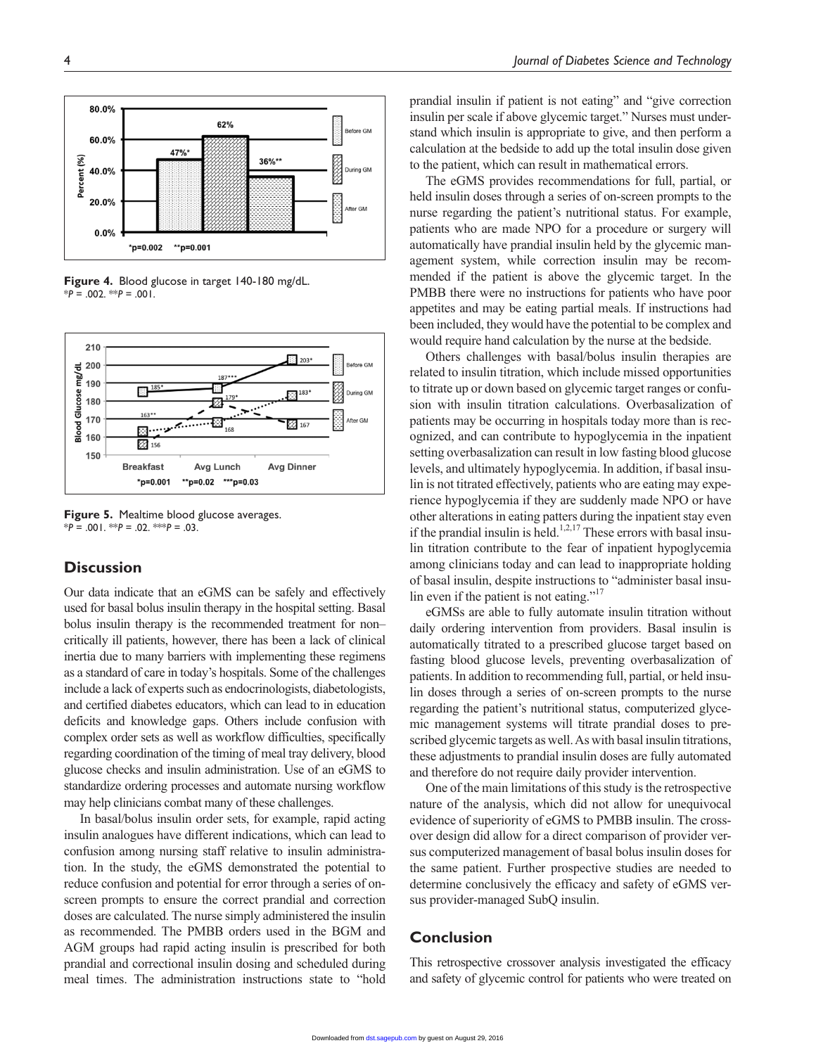Figure 4. Blood glucose in target 140-180 mg/dL.
$*P = .002$. $**P = .001$.

Figure 5. Mealtime blood glucose averages.
$*P = .001$. $**P = .02$. $***P = .03$.

## Discussion

Our data indicate that an eGMS can be safely and effectively used for basal bolus insulin therapy in the hospital setting. Basal bolus insulin therapy is the recommended treatment for non–critically ill patients, however, there has been a lack of clinical inertia due to many barriers with implementing these regimens as a standard of care in today's hospitals. Some of the challenges include a lack of experts such as endocrinologists, diabetologists, and certified diabetes educators, which can lead to in education deficits and knowledge gaps. Others include confusion with complex order sets as well as workflow difficulties, specifically regarding coordination of the timing of meal tray delivery, blood glucose checks and insulin administration. Use of an eGMS to standardize ordering processes and automate nursing workflow may help clinicians combat many of these challenges.

In basal/bolus insulin order sets, for example, rapid acting insulin analogues have different indications, which can lead to confusion among nursing staff relative to insulin administration. In the study, the eGMS demonstrated the potential to reduce confusion and potential for error through a series of on-screen prompts to ensure the correct prandial and correction doses are calculated. The nurse simply administered the insulin as recommended. The PMBB orders used in the BGM and AGM groups had rapid acting insulin is prescribed for both prandial and correctional insulin dosing and scheduled during meal times. The administration instructions state to "hold prandial insulin if patient is not eating" and "give correction insulin per scale if above glycemic target." Nurses must understand which insulin is appropriate to give, and then perform a calculation at the bedside to add up the total insulin dose given to the patient, which can result in mathematical errors.

The eGMS provides recommendations for full, partial, or held insulin doses through a series of on-screen prompts to the nurse regarding the patient's nutritional status. For example, patients who are made NPO for a procedure or surgery will automatically have prandial insulin held by the glycemic management system, while correction insulin may be recommended if the patient is above the glycemic target. In the PMBB there were no instructions for patients who have poor appetites and may be eating partial meals. If instructions had been included, they would have the potential to be complex and would require hand calculation by the nurse at the bedside.

Others challenges with basal/bolus insulin therapies are related to insulin titration, which include missed opportunities to titrate up or down based on glycemic target ranges or confusion with insulin titration calculations. Overbasalization of patients may be occurring in hospitals today more than is recognized, and can contribute to hypoglycemia in the inpatient setting overbasalization can result in low fasting blood glucose levels, and ultimately hypoglycemia. In addition, if basal insulin is not titrated effectively, patients who are eating may experience hypoglycemia if they are suddenly made NPO or have other alterations in eating patters during the inpatient stay even if the prandial insulin is held.[1,2,17] These errors with basal insulin titration contribute to the fear of inpatient hypoglycemia among clinicians today and can lead to inappropriate holding of basal insulin, despite instructions to "administer basal insulin even if the patient is not eating."[17]

eGMSs are able to fully automate insulin titration without daily ordering intervention from providers. Basal insulin is automatically titrated to a prescribed glucose target based on fasting blood glucose levels, preventing overbasalization of patients. In addition to recommending full, partial, or held insulin doses through a series of on-screen prompts to the nurse regarding the patient's nutritional status, computerized glycemic management systems will titrate prandial doses to prescribed glycemic targets as well. As with basal insulin titrations, these adjustments to prandial insulin doses are fully automated and therefore do not require daily provider intervention.

One of the main limitations of this study is the retrospective nature of the analysis, which did not allow for unequivocal evidence of superiority of eGMS to PMBB insulin. The crossover design did allow for a direct comparison of provider versus computerized management of basal bolus insulin doses for the same patient. Further prospective studies are needed to determine conclusively the efficacy and safety of eGMS versus provider-managed SubQ insulin.

## Conclusion

This retrospective crossover analysis investigated the efficacy and safety of glycemic control for patients who were treated on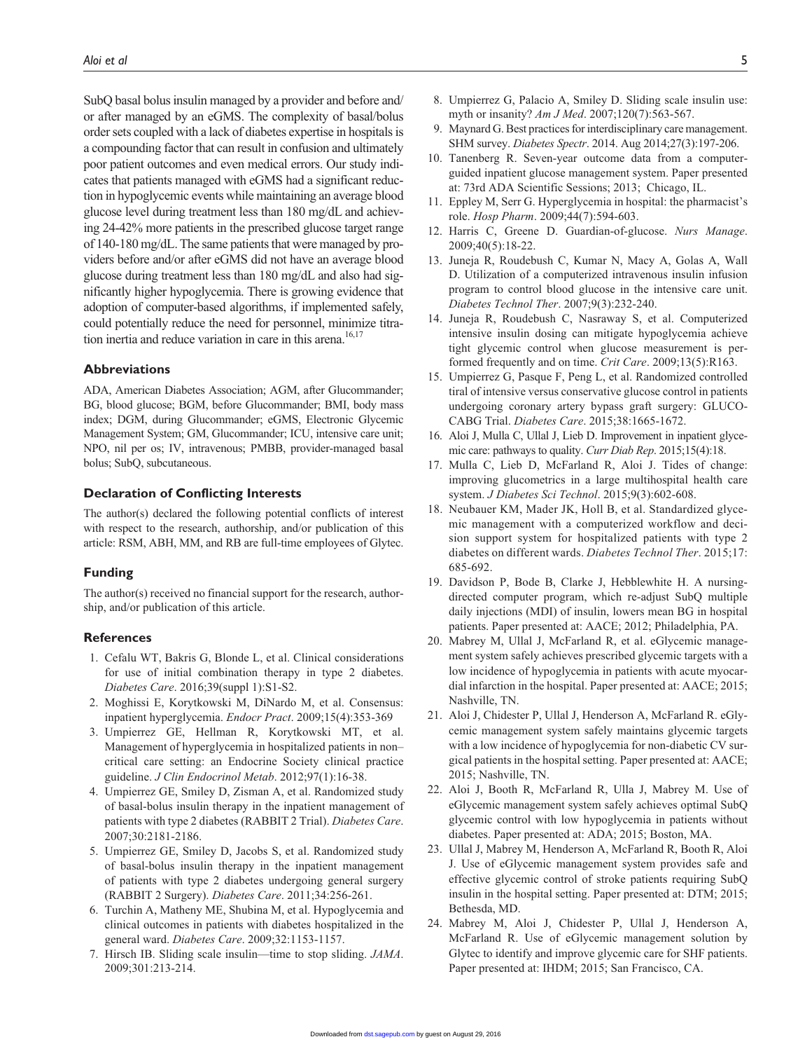SubQ basal bolus insulin managed by a provider and before and/or after managed by an eGMS. The complexity of basal/bolus order sets coupled with a lack of diabetes expertise in hospitals is a compounding factor that can result in confusion and ultimately poor patient outcomes and even medical errors. Our study indicates that patients managed with eGMS had a significant reduction in hypoglycemic events while maintaining an average blood glucose level during treatment less than 180 mg/dL and achieving 24-42% more patients in the prescribed glucose target range of 140-180 mg/dL. The same patients that were managed by providers before and/or after eGMS did not have an average blood glucose during treatment less than 180 mg/dL and also had significantly higher hypoglycemia. There is growing evidence that adoption of computer-based algorithms, if implemented safely, could potentially reduce the need for personnel, minimize titration inertia and reduce variation in care in this arena.[16,17]

## Abbreviations

ADA, American Diabetes Association; AGM, after Glucommander; BG, blood glucose; BGM, before Glucommander; BMI, body mass index; DGM, during Glucommander; eGMS, Electronic Glycemic Management System; GM, Glucommander; ICU, intensive care unit; NPO, nil per os; IV, intravenous; PMBB, provider-managed basal bolus; SubQ, subcutaneous.

## Declaration of Conflicting Interests

The author(s) declared the following potential conflicts of interest with respect to the research, authorship, and/or publication of this article: RSM, ABH, MM, and RB are full-time employees of Glytec.

## Funding

The author(s) received no financial support for the research, authorship, and/or publication of this article.

## References

1. Cefalu WT, Bakris G, Blonde L, et al. Clinical considerations for use of initial combination therapy in type 2 diabetes. *Diabetes Care*. 2016;39(suppl 1):S1-S2.
2. Moghissi E, Korytkowski M, DiNardo M, et al. Consensus: inpatient hyperglycemia. *Endocr Pract*. 2009;15(4):353-369
3. Umpierrez GE, Hellman R, Korytkowski MT, et al. Management of hyperglycemia in hospitalized patients in non–critical care setting: an Endocrine Society clinical practice guideline. *J Clin Endocrinol Metab*. 2012;97(1):16-38.
4. Umpierrez GE, Smiley D, Zisman A, et al. Randomized study of basal-bolus insulin therapy in the inpatient management of patients with type 2 diabetes (RABBIT 2 Trial). *Diabetes Care*. 2007;30:2181-2186.
5. Umpierrez GE, Smiley D, Jacobs S, et al. Randomized study of basal-bolus insulin therapy in the inpatient management of patients with type 2 diabetes undergoing general surgery (RABBIT 2 Surgery). *Diabetes Care*. 2011;34:256-261.
6. Turchin A, Matheny ME, Shubina M, et al. Hypoglycemia and clinical outcomes in patients with diabetes hospitalized in the general ward. *Diabetes Care*. 2009;32:1153-1157.
7. Hirsch IB. Sliding scale insulin—time to stop sliding. *JAMA*. 2009;301:213-214.
8. Umpierrez G, Palacio A, Smiley D. Sliding scale insulin use: myth or insanity? *Am J Med*. 2007;120(7):563-567.
9. Maynard G. Best practices for interdisciplinary care management. SHM survey. *Diabetes Spectr*. 2014. Aug 2014;27(3):197-206.
10. Tanenberg R. Seven-year outcome data from a computer-guided inpatient glucose management system. Paper presented at: 73rd ADA Scientific Sessions; 2013; Chicago, IL.
11. Eppley M, Serr G. Hyperglycemia in hospital: the pharmacist's role. *Hosp Pharm*. 2009;44(7):594-603.
12. Harris C, Greene D. Guardian-of-glucose. *Nurs Manage*. 2009;40(5):18-22.
13. Juneja R, Roudebush C, Kumar N, Macy A, Golas A, Wall D. Utilization of a computerized intravenous insulin infusion program to control blood glucose in the intensive care unit. *Diabetes Technol Ther*. 2007;9(3):232-240.
14. Juneja R, Roudebush C, Nasraway S, et al. Computerized intensive insulin dosing can mitigate hypoglycemia achieve tight glycemic control when glucose measurement is performed frequently and on time. *Crit Care*. 2009;13(5):R163.
15. Umpierrez G, Pasque F, Peng L, et al. Randomized controlled tiral of intensive versus conservative glucose control in patients undergoing coronary artery bypass graft surgery: GLUCO-CABG Trial. *Diabetes Care*. 2015;38:1665-1672.
16. Aloi J, Mulla C, Ullal J, Lieb D. Improvement in inpatient glycemic care: pathways to quality. *Curr Diab Rep*. 2015;15(4):18.
17. Mulla C, Lieb D, McFarland R, Aloi J. Tides of change: improving glucometrics in a large multihospital health care system. *J Diabetes Sci Technol*. 2015;9(3):602-608.
18. Neubauer KM, Mader JK, Holl B, et al. Standardized glycemic management with a computerized workflow and decision support system for hospitalized patients with type 2 diabetes on different wards. *Diabetes Technol Ther*. 2015;17:685-692.
19. Davidson P, Bode B, Clarke J, Hebblewhite H. A nursing-directed computer program, which re-adjust SubQ multiple daily injections (MDI) of insulin, lowers mean BG in hospital patients. Paper presented at: AACE; 2012; Philadelphia, PA.
20. Mabrey M, Ullal J, McFarland R, et al. eGlycemic management system safely achieves prescribed glycemic targets with a low incidence of hypoglycemia in patients with acute myocardial infarction in the hospital. Paper presented at: AACE; 2015; Nashville, TN.
21. Aloi J, Chidester P, Ullal J, Henderson A, McFarland R. eGlycemic management system safely maintains glycemic targets with a low incidence of hypoglycemia for non-diabetic CV surgical patients in the hospital setting. Paper presented at: AACE; 2015; Nashville, TN.
22. Aloi J, Booth R, McFarland R, Ulla J, Mabrey M. Use of eGlycemic management system safely achieves optimal SubQ glycemic control with low hypoglycemia in patients without diabetes. Paper presented at: ADA; 2015; Boston, MA.
23. Ullal J, Mabrey M, Henderson A, McFarland R, Booth R, Aloi J. Use of eGlycemic management system provides safe and effective glycemic control of stroke patients requiring SubQ insulin in the hospital setting. Paper presented at: DTM; 2015; Bethesda, MD.
24. Mabrey M, Aloi J, Chidester P, Ullal J, Henderson A, McFarland R. Use of eGlycemic management solution by Glytec to identify and improve glycemic care for SHF patients. Paper presented at: IHDM; 2015; San Francisco, CA.